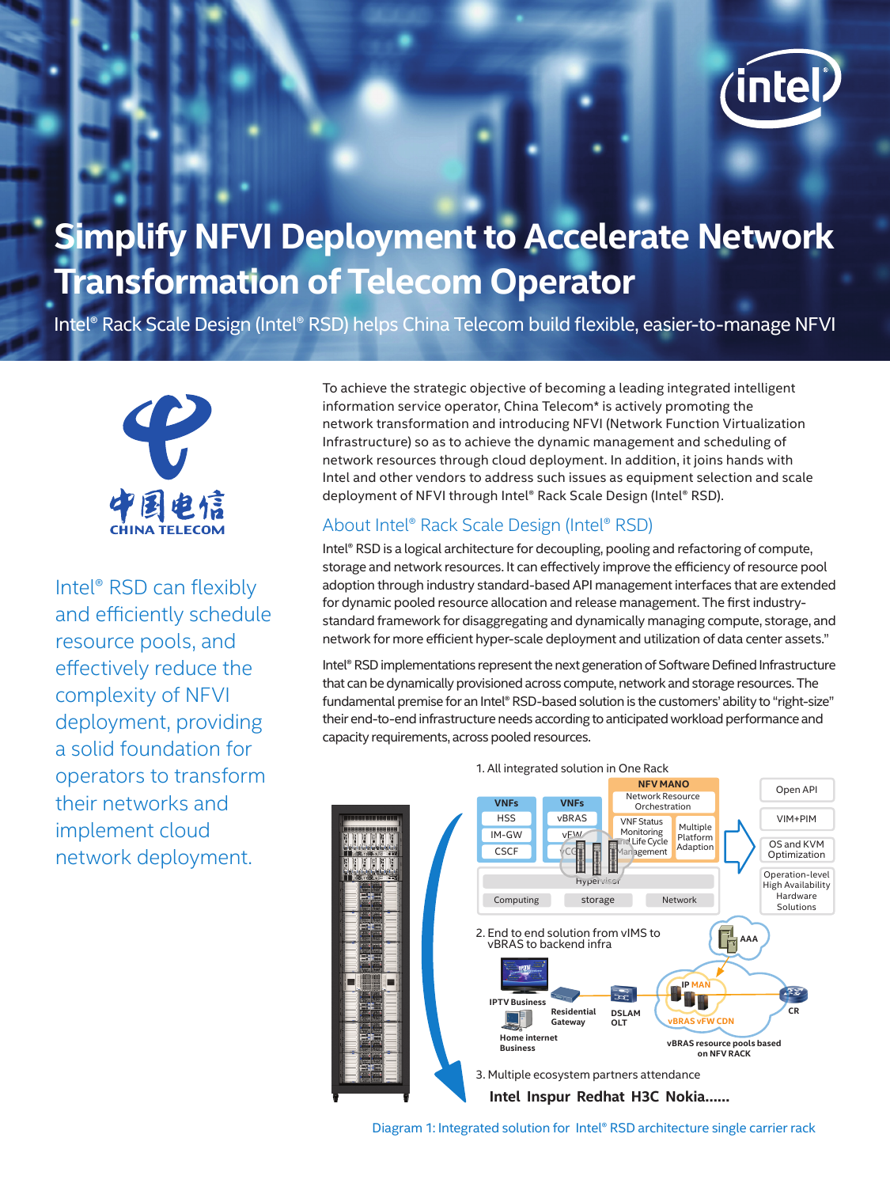# Simplify NFVI Deployment to Accelerate Network Transformation of Telecom Operator

Intel® Rack Scale Design (Intel® RSD) helps China Telecom build flexible, easier-to-manage NFVI

中国电信 CHINA TELECOM

Intel® RSD can flexibly and efficiently schedule resource pools, and effectively reduce the complexity of NFVI deployment, providing a solid foundation for operators to transform their networks and implement cloud network deployment.

To achieve the strategic objective of becoming a leading integrated intelligent information service operator, China Telecom* is actively promoting the network transformation and introducing NFVI (Network Function Virtualization Infrastructure) so as to achieve the dynamic management and scheduling of network resources through cloud deployment. In addition, it joins hands with Intel and other vendors to address such issues as equipment selection and scale deployment of NFVI through Intel® Rack Scale Design (Intel® RSD).

## About Intel® Rack Scale Design (Intel® RSD)

Intel® RSD is a logical architecture for decoupling, pooling and refactoring of compute, storage and network resources. It can effectively improve the efficiency of resource pool adoption through industry standard-based API management interfaces that are extended for dynamic pooled resource allocation and release management. The first industry-standard framework for disaggregating and dynamically managing compute, storage, and network for more efficient hyper-scale deployment and utilization of data center assets."

Intel® RSD implementations represent the next generation of Software Defined Infrastructure that can be dynamically provisioned across compute, network and storage resources. The fundamental premise for an Intel® RSD-based solution is the customers' ability to "right-size" their end-to-end infrastructure needs according to anticipated workload performance and capacity requirements, across pooled resources.

1. All integrated solution in One Rack

2. End to end solution from vIMS to vBRAS to backend infra

3. Multiple ecosystem partners attendance

**Intel Inspur Redhat H3C Nokia......**

Diagram 1: Integrated solution for Intel® RSD architecture single carrier rack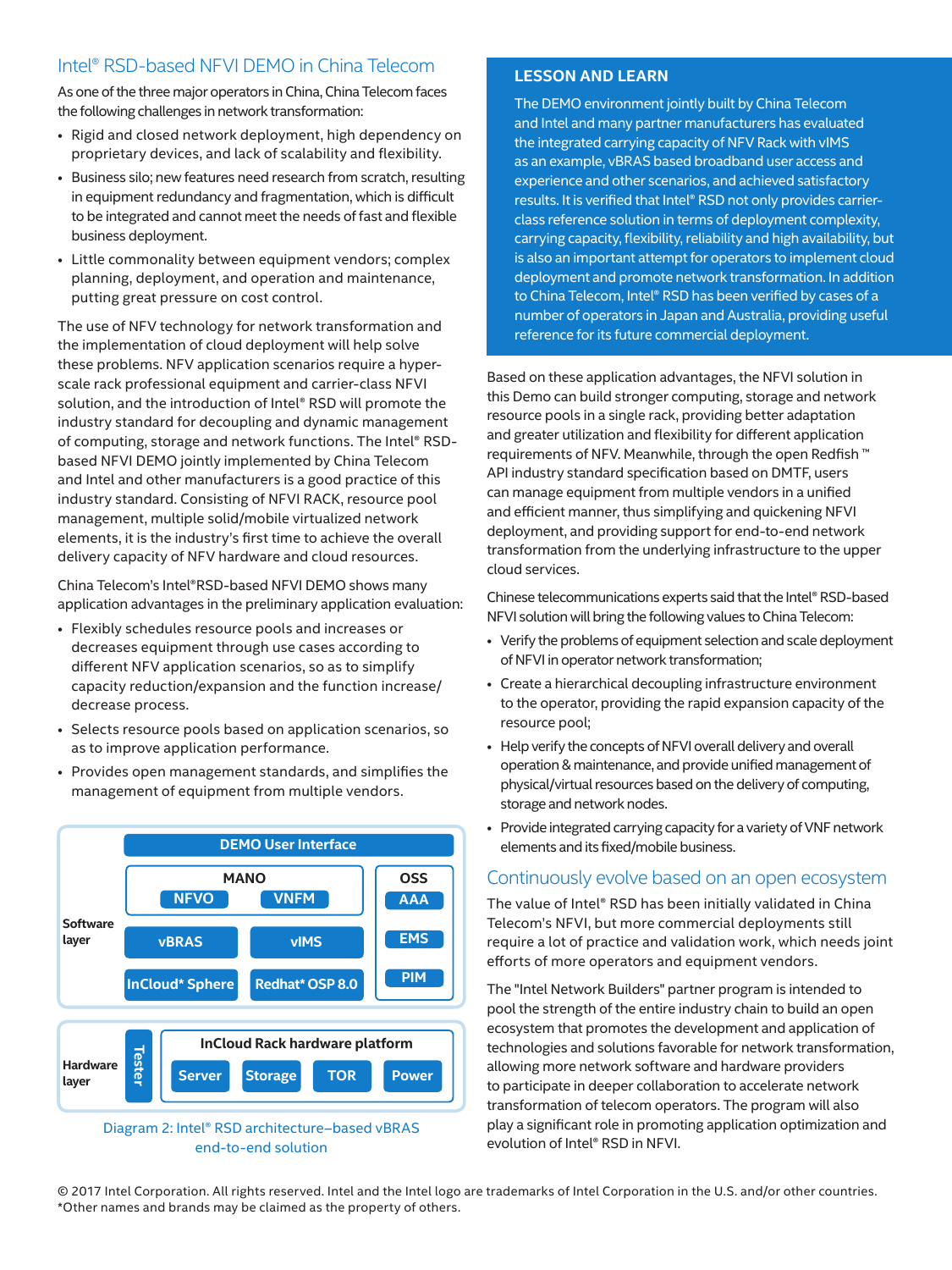## Intel® RSD-based NFVI DEMO in China Telecom

As one of the three major operators in China, China Telecom faces the following challenges in network transformation:

- Rigid and closed network deployment, high dependency on proprietary devices, and lack of scalability and flexibility.
- Business silo; new features need research from scratch, resulting in equipment redundancy and fragmentation, which is difficult to be integrated and cannot meet the needs of fast and flexible business deployment.
- Little commonality between equipment vendors; complex planning, deployment, and operation and maintenance, putting great pressure on cost control.

The use of NFV technology for network transformation and the implementation of cloud deployment will help solve these problems. NFV application scenarios require a hyper-scale rack professional equipment and carrier-class NFVI solution, and the introduction of Intel® RSD will promote the industry standard for decoupling and dynamic management of computing, storage and network functions. The Intel® RSD-based NFVI DEMO jointly implemented by China Telecom and Intel and other manufacturers is a good practice of this industry standard. Consisting of NFVI RACK, resource pool management, multiple solid/mobile virtualized network elements, it is the industry's first time to achieve the overall delivery capacity of NFV hardware and cloud resources.

China Telecom's Intel®RSD-based NFVI DEMO shows many application advantages in the preliminary application evaluation:

- Flexibly schedules resource pools and increases or decreases equipment through use cases according to different NFV application scenarios, so as to simplify capacity reduction/expansion and the function increase/decrease process.
- Selects resource pools based on application scenarios, so as to improve application performance.
- Provides open management standards, and simplifies the management of equipment from multiple vendors.

DEMO User Interface
Software layer
MANO
NFVO
VNFM
OSS
AAA
EMS
PIM
vBRAS
vIMS
InCloud* Sphere
Redhat* OSP 8.0
Hardware layer
Tester
InCloud Rack hardware platform
Server
Storage
TOR
Power

Diagram 2: Intel® RSD architecture–based vBRAS end-to-end solution

### LESSON AND LEARN

The DEMO environment jointly built by China Telecom and Intel and many partner manufacturers has evaluated the integrated carrying capacity of NFV Rack with vIMS as an example, vBRAS based broadband user access and experience and other scenarios, and achieved satisfactory results. It is verified that Intel® RSD not only provides carrier-class reference solution in terms of deployment complexity, carrying capacity, flexibility, reliability and high availability, but is also an important attempt for operators to implement cloud deployment and promote network transformation. In addition to China Telecom, Intel® RSD has been verified by cases of a number of operators in Japan and Australia, providing useful reference for its future commercial deployment.

Based on these application advantages, the NFVI solution in this Demo can build stronger computing, storage and network resource pools in a single rack, providing better adaptation and greater utilization and flexibility for different application requirements of NFV. Meanwhile, through the open Redfish ™ API industry standard specification based on DMTF, users can manage equipment from multiple vendors in a unified and efficient manner, thus simplifying and quickening NFVI deployment, and providing support for end-to-end network transformation from the underlying infrastructure to the upper cloud services.

Chinese telecommunications experts said that the Intel® RSD-based NFVI solution will bring the following values to China Telecom:

- Verify the problems of equipment selection and scale deployment of NFVI in operator network transformation;
- Create a hierarchical decoupling infrastructure environment to the operator, providing the rapid expansion capacity of the resource pool;
- Help verify the concepts of NFVI overall delivery and overall operation & maintenance, and provide unified management of physical/virtual resources based on the delivery of computing, storage and network nodes.
- Provide integrated carrying capacity for a variety of VNF network elements and its fixed/mobile business.

## Continuously evolve based on an open ecosystem

The value of Intel® RSD has been initially validated in China Telecom's NFVI, but more commercial deployments still require a lot of practice and validation work, which needs joint efforts of more operators and equipment vendors.

The "Intel Network Builders" partner program is intended to pool the strength of the entire industry chain to build an open ecosystem that promotes the development and application of technologies and solutions favorable for network transformation, allowing more network software and hardware providers to participate in deeper collaboration to accelerate network transformation of telecom operators. The program will also play a significant role in promoting application optimization and evolution of Intel® RSD in NFVI.

© 2017 Intel Corporation. All rights reserved. Intel and the Intel logo are trademarks of Intel Corporation in the U.S. and/or other countries.
*Other names and brands may be claimed as the property of others.